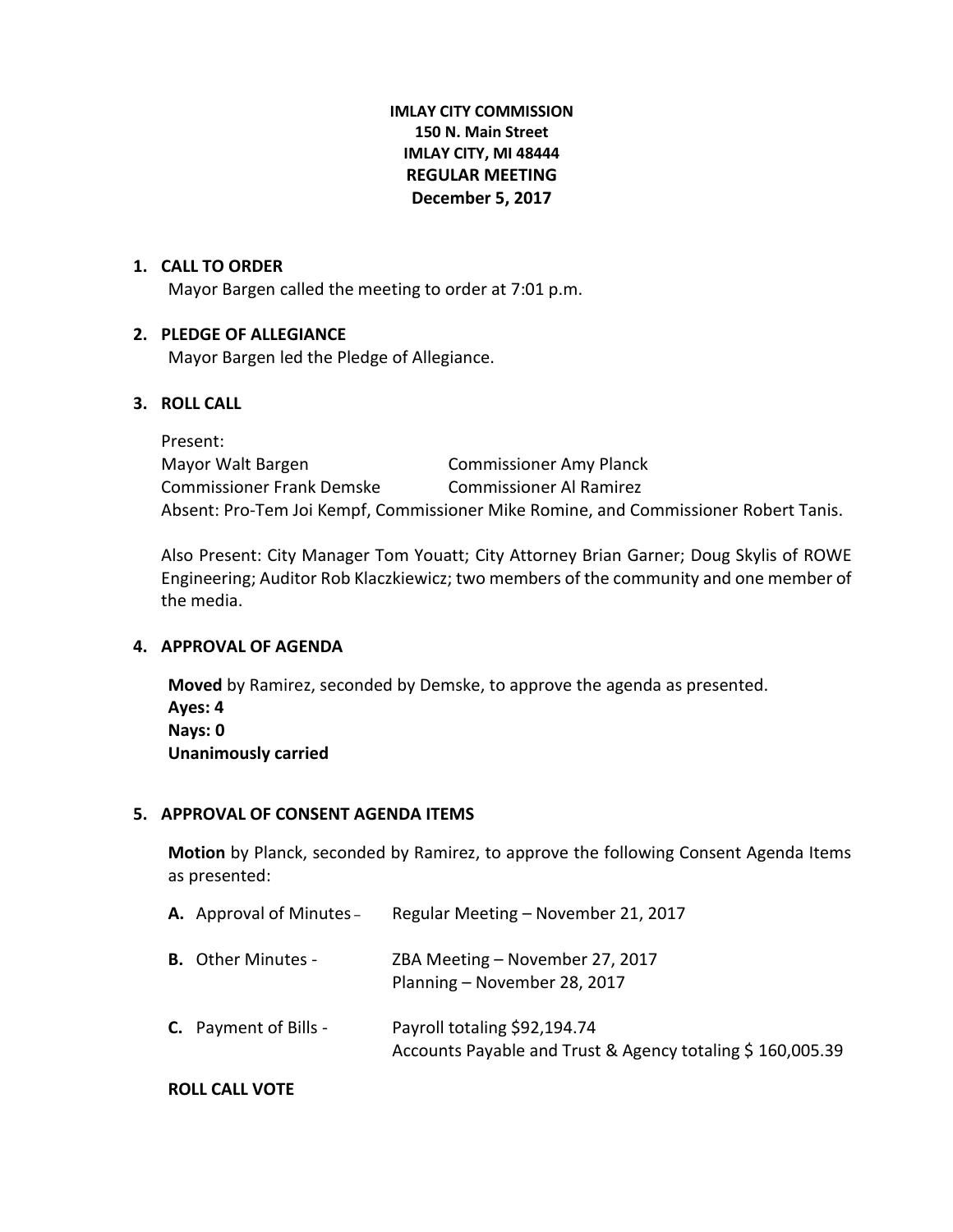**IMLAY CITY COMMISSION**
**150 N. Main Street**
**IMLAY CITY, MI 48444**
**REGULAR MEETING**
**December 5, 2017**

## 1. CALL TO ORDER

Mayor Bargen called the meeting to order at 7:01 p.m.

## 2. PLEDGE OF ALLEGIANCE

Mayor Bargen led the Pledge of Allegiance.

## 3. ROLL CALL

Present:

Mayor Walt Bargen  
Commissioner Amy Planck  
Commissioner Frank Demske  
Commissioner Al Ramirez

Absent: Pro-Tem Joi Kempf, Commissioner Mike Romine, and Commissioner Robert Tanis.

Also Present: City Manager Tom Youatt; City Attorney Brian Garner; Doug Skylis of ROWE Engineering; Auditor Rob Klaczkiewicz; two members of the community and one member of the media.

## 4. APPROVAL OF AGENDA

**Moved** by Ramirez, seconded by Demske, to approve the agenda as presented.  
**Ayes: 4**  
**Nays: 0**  
**Unanimously carried**

## 5. APPROVAL OF CONSENT AGENDA ITEMS

**Motion** by Planck, seconded by Ramirez, to approve the following Consent Agenda Items as presented:

**A.** Approval of Minutes – Regular Meeting – November 21, 2017

**B.** Other Minutes - ZBA Meeting – November 27, 2017  
Planning – November 28, 2017

**C.** Payment of Bills - Payroll totaling $92,194.74  
Accounts Payable and Trust & Agency totaling $ 160,005.39

**ROLL CALL VOTE**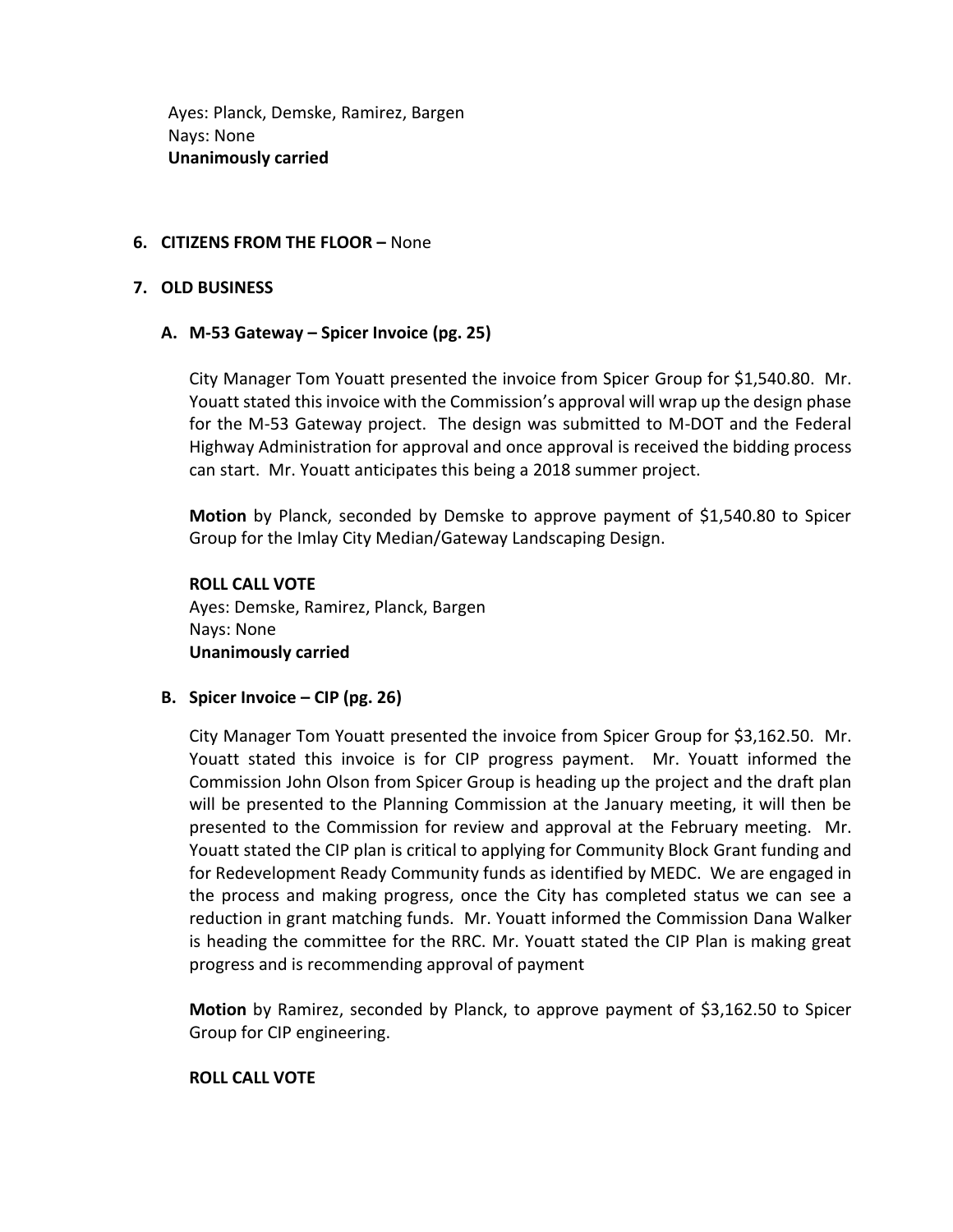Ayes: Planck, Demske, Ramirez, Bargen
Nays: None
**Unanimously carried**

**6. CITIZENS FROM THE FLOOR –** None

**7. OLD BUSINESS**

**A. M-53 Gateway – Spicer Invoice (pg. 25)**

City Manager Tom Youatt presented the invoice from Spicer Group for $1,540.80. Mr. Youatt stated this invoice with the Commission's approval will wrap up the design phase for the M-53 Gateway project. The design was submitted to M-DOT and the Federal Highway Administration for approval and once approval is received the bidding process can start. Mr. Youatt anticipates this being a 2018 summer project.

**Motion** by Planck, seconded by Demske to approve payment of $1,540.80 to Spicer Group for the Imlay City Median/Gateway Landscaping Design.

**ROLL CALL VOTE**
Ayes: Demske, Ramirez, Planck, Bargen
Nays: None
**Unanimously carried**

**B. Spicer Invoice – CIP (pg. 26)**

City Manager Tom Youatt presented the invoice from Spicer Group for $3,162.50. Mr. Youatt stated this invoice is for CIP progress payment. Mr. Youatt informed the Commission John Olson from Spicer Group is heading up the project and the draft plan will be presented to the Planning Commission at the January meeting, it will then be presented to the Commission for review and approval at the February meeting. Mr. Youatt stated the CIP plan is critical to applying for Community Block Grant funding and for Redevelopment Ready Community funds as identified by MEDC. We are engaged in the process and making progress, once the City has completed status we can see a reduction in grant matching funds. Mr. Youatt informed the Commission Dana Walker is heading the committee for the RRC. Mr. Youatt stated the CIP Plan is making great progress and is recommending approval of payment

**Motion** by Ramirez, seconded by Planck, to approve payment of $3,162.50 to Spicer Group for CIP engineering.

**ROLL CALL VOTE**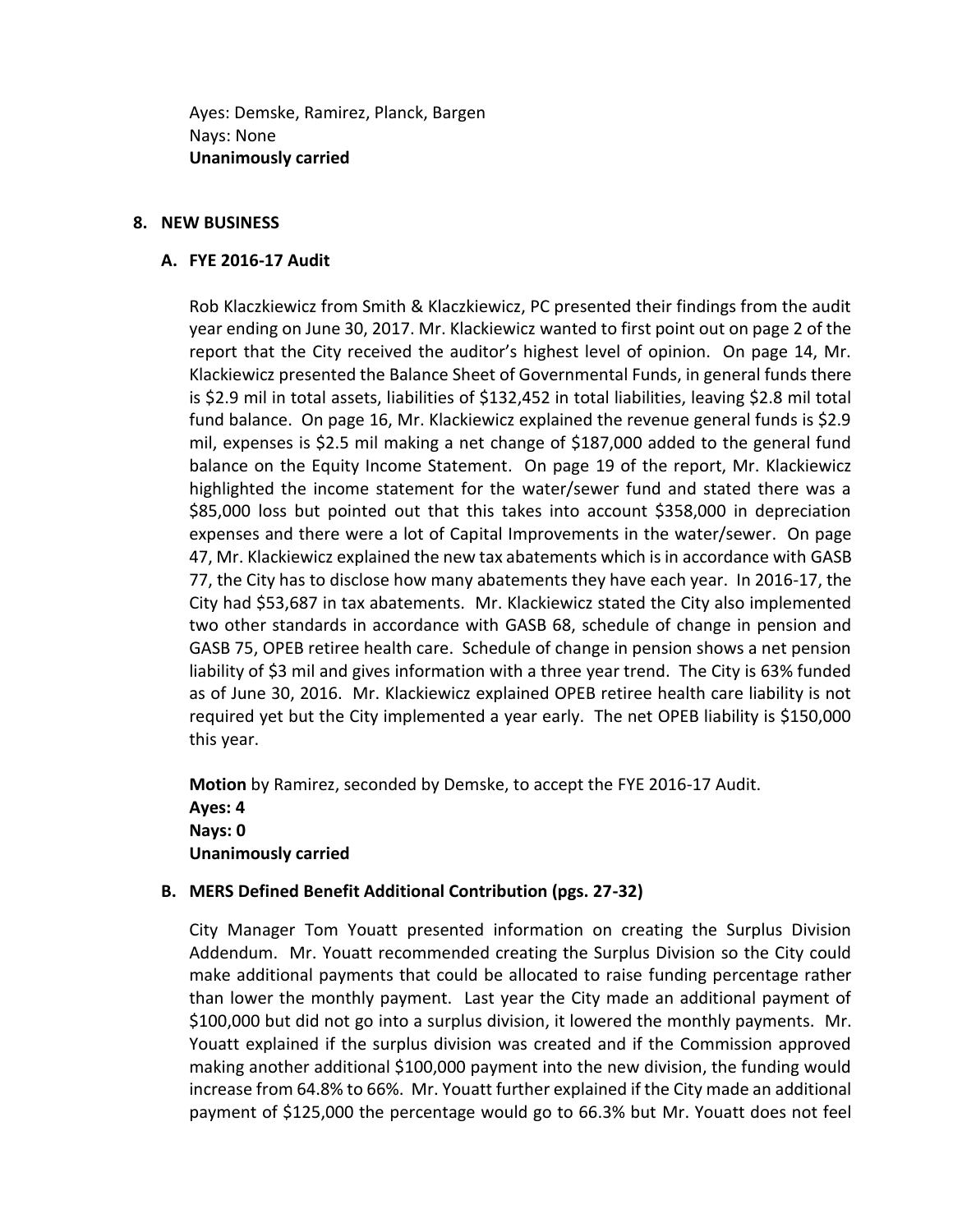Ayes: Demske, Ramirez, Planck, Bargen
Nays: None
**Unanimously carried**

## 8. NEW BUSINESS

### A. FYE 2016-17 Audit

Rob Klaczkiewicz from Smith & Klaczkiewicz, PC presented their findings from the audit year ending on June 30, 2017. Mr. Klackiewicz wanted to first point out on page 2 of the report that the City received the auditor's highest level of opinion. On page 14, Mr. Klackiewicz presented the Balance Sheet of Governmental Funds, in general funds there is $2.9 mil in total assets, liabilities of $132,452 in total liabilities, leaving $2.8 mil total fund balance. On page 16, Mr. Klackiewicz explained the revenue general funds is $2.9 mil, expenses is $2.5 mil making a net change of $187,000 added to the general fund balance on the Equity Income Statement. On page 19 of the report, Mr. Klackiewicz highlighted the income statement for the water/sewer fund and stated there was a $85,000 loss but pointed out that this takes into account $358,000 in depreciation expenses and there were a lot of Capital Improvements in the water/sewer. On page 47, Mr. Klackiewicz explained the new tax abatements which is in accordance with GASB 77, the City has to disclose how many abatements they have each year. In 2016-17, the City had $53,687 in tax abatements. Mr. Klackiewicz stated the City also implemented two other standards in accordance with GASB 68, schedule of change in pension and GASB 75, OPEB retiree health care. Schedule of change in pension shows a net pension liability of $3 mil and gives information with a three year trend. The City is 63% funded as of June 30, 2016. Mr. Klackiewicz explained OPEB retiree health care liability is not required yet but the City implemented a year early. The net OPEB liability is $150,000 this year.

**Motion** by Ramirez, seconded by Demske, to accept the FYE 2016-17 Audit.
**Ayes: 4**
**Nays: 0**
**Unanimously carried**

### B. MERS Defined Benefit Additional Contribution (pgs. 27-32)

City Manager Tom Youatt presented information on creating the Surplus Division Addendum. Mr. Youatt recommended creating the Surplus Division so the City could make additional payments that could be allocated to raise funding percentage rather than lower the monthly payment. Last year the City made an additional payment of $100,000 but did not go into a surplus division, it lowered the monthly payments. Mr. Youatt explained if the surplus division was created and if the Commission approved making another additional $100,000 payment into the new division, the funding would increase from 64.8% to 66%. Mr. Youatt further explained if the City made an additional payment of $125,000 the percentage would go to 66.3% but Mr. Youatt does not feel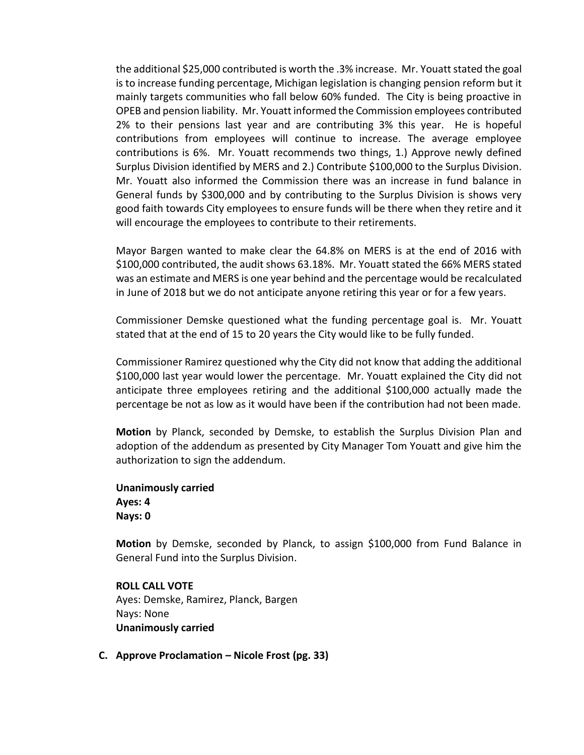the additional $25,000 contributed is worth the .3% increase. Mr. Youatt stated the goal is to increase funding percentage, Michigan legislation is changing pension reform but it mainly targets communities who fall below 60% funded. The City is being proactive in OPEB and pension liability. Mr. Youatt informed the Commission employees contributed 2% to their pensions last year and are contributing 3% this year. He is hopeful contributions from employees will continue to increase. The average employee contributions is 6%. Mr. Youatt recommends two things, 1.) Approve newly defined Surplus Division identified by MERS and 2.) Contribute $100,000 to the Surplus Division. Mr. Youatt also informed the Commission there was an increase in fund balance in General funds by $300,000 and by contributing to the Surplus Division is shows very good faith towards City employees to ensure funds will be there when they retire and it will encourage the employees to contribute to their retirements.

Mayor Bargen wanted to make clear the 64.8% on MERS is at the end of 2016 with $100,000 contributed, the audit shows 63.18%. Mr. Youatt stated the 66% MERS stated was an estimate and MERS is one year behind and the percentage would be recalculated in June of 2018 but we do not anticipate anyone retiring this year or for a few years.

Commissioner Demske questioned what the funding percentage goal is. Mr. Youatt stated that at the end of 15 to 20 years the City would like to be fully funded.

Commissioner Ramirez questioned why the City did not know that adding the additional $100,000 last year would lower the percentage. Mr. Youatt explained the City did not anticipate three employees retiring and the additional $100,000 actually made the percentage be not as low as it would have been if the contribution had not been made.

**Motion** by Planck, seconded by Demske, to establish the Surplus Division Plan and adoption of the addendum as presented by City Manager Tom Youatt and give him the authorization to sign the addendum.

**Unanimously carried**
**Ayes: 4**
**Nays: 0**

**Motion** by Demske, seconded by Planck, to assign $100,000 from Fund Balance in General Fund into the Surplus Division.

**ROLL CALL VOTE**
Ayes: Demske, Ramirez, Planck, Bargen
Nays: None
**Unanimously carried**

**C. Approve Proclamation – Nicole Frost (pg. 33)**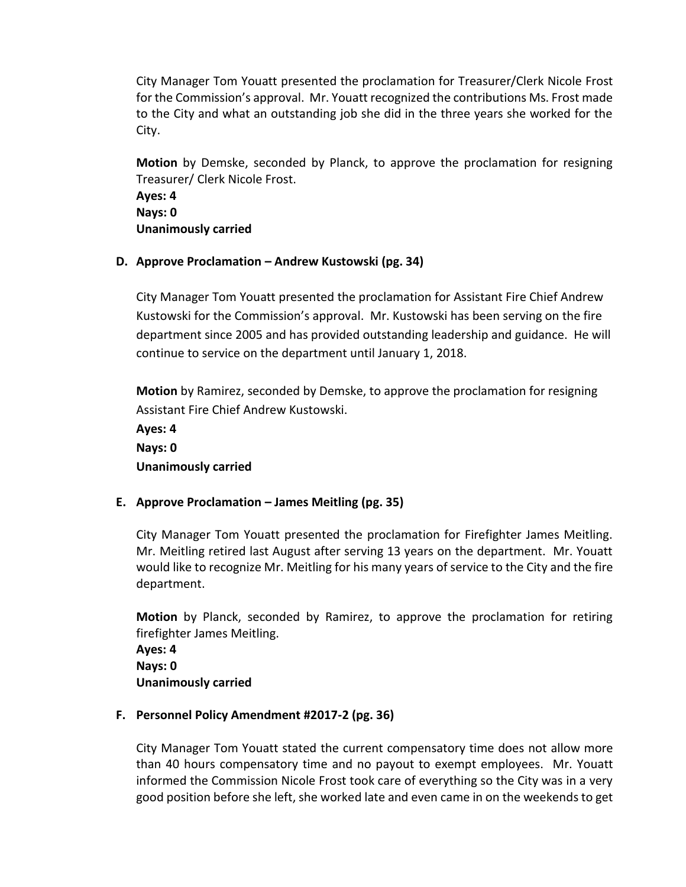City Manager Tom Youatt presented the proclamation for Treasurer/Clerk Nicole Frost for the Commission's approval. Mr. Youatt recognized the contributions Ms. Frost made to the City and what an outstanding job she did in the three years she worked for the City.

**Motion** by Demske, seconded by Planck, to approve the proclamation for resigning Treasurer/ Clerk Nicole Frost.
**Ayes: 4**
**Nays: 0**
**Unanimously carried**

**D. Approve Proclamation – Andrew Kustowski (pg. 34)**

City Manager Tom Youatt presented the proclamation for Assistant Fire Chief Andrew Kustowski for the Commission's approval. Mr. Kustowski has been serving on the fire department since 2005 and has provided outstanding leadership and guidance. He will continue to service on the department until January 1, 2018.

**Motion** by Ramirez, seconded by Demske, to approve the proclamation for resigning Assistant Fire Chief Andrew Kustowski.
**Ayes: 4**
**Nays: 0**
**Unanimously carried**

**E. Approve Proclamation – James Meitling (pg. 35)**

City Manager Tom Youatt presented the proclamation for Firefighter James Meitling. Mr. Meitling retired last August after serving 13 years on the department. Mr. Youatt would like to recognize Mr. Meitling for his many years of service to the City and the fire department.

**Motion** by Planck, seconded by Ramirez, to approve the proclamation for retiring firefighter James Meitling.
**Ayes: 4**
**Nays: 0**
**Unanimously carried**

**F. Personnel Policy Amendment #2017-2 (pg. 36)**

City Manager Tom Youatt stated the current compensatory time does not allow more than 40 hours compensatory time and no payout to exempt employees. Mr. Youatt informed the Commission Nicole Frost took care of everything so the City was in a very good position before she left, she worked late and even came in on the weekends to get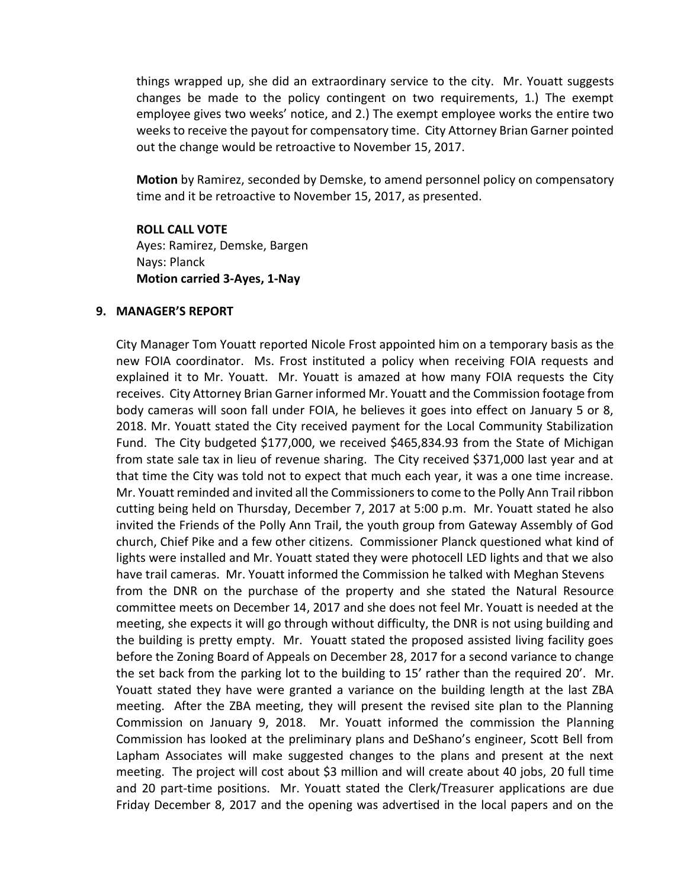things wrapped up, she did an extraordinary service to the city. Mr. Youatt suggests changes be made to the policy contingent on two requirements, 1.) The exempt employee gives two weeks' notice, and 2.) The exempt employee works the entire two weeks to receive the payout for compensatory time. City Attorney Brian Garner pointed out the change would be retroactive to November 15, 2017.

**Motion** by Ramirez, seconded by Demske, to amend personnel policy on compensatory time and it be retroactive to November 15, 2017, as presented.

**ROLL CALL VOTE**
Ayes: Ramirez, Demske, Bargen
Nays: Planck
**Motion carried 3-Ayes, 1-Nay**

## 9. MANAGER'S REPORT

City Manager Tom Youatt reported Nicole Frost appointed him on a temporary basis as the new FOIA coordinator. Ms. Frost instituted a policy when receiving FOIA requests and explained it to Mr. Youatt. Mr. Youatt is amazed at how many FOIA requests the City receives. City Attorney Brian Garner informed Mr. Youatt and the Commission footage from body cameras will soon fall under FOIA, he believes it goes into effect on January 5 or 8, 2018. Mr. Youatt stated the City received payment for the Local Community Stabilization Fund. The City budgeted $177,000, we received $465,834.93 from the State of Michigan from state sale tax in lieu of revenue sharing. The City received $371,000 last year and at that time the City was told not to expect that much each year, it was a one time increase. Mr. Youatt reminded and invited all the Commissioners to come to the Polly Ann Trail ribbon cutting being held on Thursday, December 7, 2017 at 5:00 p.m. Mr. Youatt stated he also invited the Friends of the Polly Ann Trail, the youth group from Gateway Assembly of God church, Chief Pike and a few other citizens. Commissioner Planck questioned what kind of lights were installed and Mr. Youatt stated they were photocell LED lights and that we also have trail cameras. Mr. Youatt informed the Commission he talked with Meghan Stevens from the DNR on the purchase of the property and she stated the Natural Resource committee meets on December 14, 2017 and she does not feel Mr. Youatt is needed at the meeting, she expects it will go through without difficulty, the DNR is not using building and the building is pretty empty. Mr. Youatt stated the proposed assisted living facility goes before the Zoning Board of Appeals on December 28, 2017 for a second variance to change the set back from the parking lot to the building to 15' rather than the required 20'. Mr. Youatt stated they have were granted a variance on the building length at the last ZBA meeting. After the ZBA meeting, they will present the revised site plan to the Planning Commission on January 9, 2018. Mr. Youatt informed the commission the Planning Commission has looked at the preliminary plans and DeShano's engineer, Scott Bell from Lapham Associates will make suggested changes to the plans and present at the next meeting. The project will cost about $3 million and will create about 40 jobs, 20 full time and 20 part-time positions. Mr. Youatt stated the Clerk/Treasurer applications are due Friday December 8, 2017 and the opening was advertised in the local papers and on the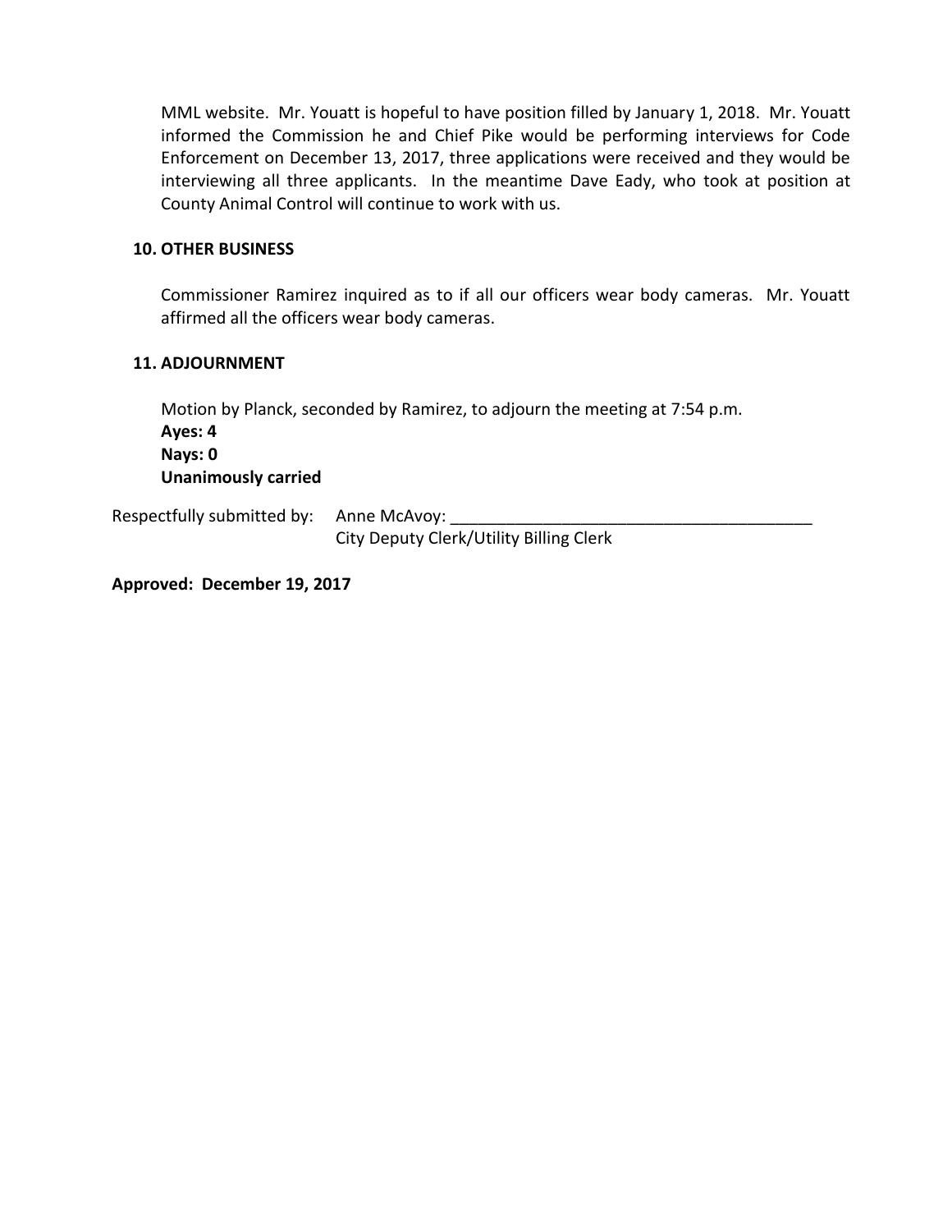MML website. Mr. Youatt is hopeful to have position filled by January 1, 2018. Mr. Youatt informed the Commission he and Chief Pike would be performing interviews for Code Enforcement on December 13, 2017, three applications were received and they would be interviewing all three applicants. In the meantime Dave Eady, who took at position at County Animal Control will continue to work with us.

**10. OTHER BUSINESS**

Commissioner Ramirez inquired as to if all our officers wear body cameras. Mr. Youatt affirmed all the officers wear body cameras.

**11. ADJOURNMENT**

Motion by Planck, seconded by Ramirez, to adjourn the meeting at 7:54 p.m.
**Ayes: 4**
**Nays: 0**
**Unanimously carried**

Respectfully submitted by: Anne McAvoy: ________________________________________
City Deputy Clerk/Utility Billing Clerk

**Approved: December 19, 2017**